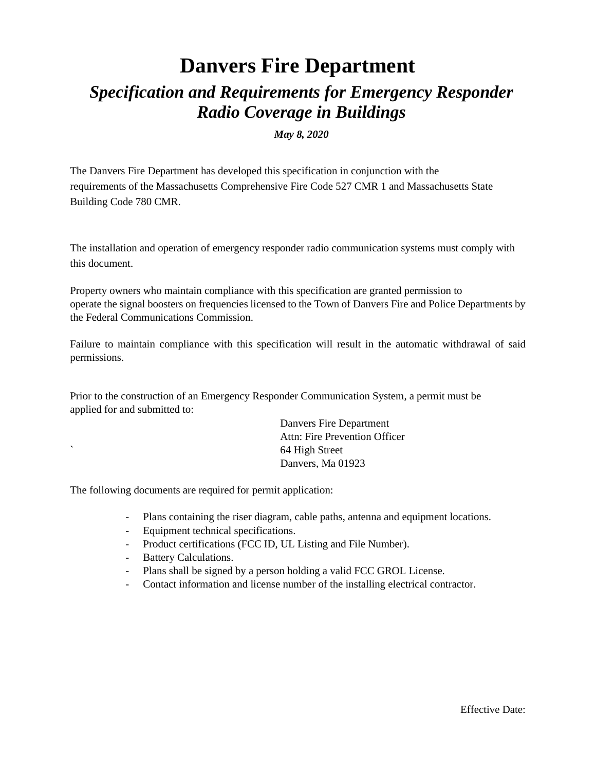# Danvers Fire Department

## *Specification and Requirements for Emergency Responder Radio Coverage in Buildings*

***May 8, 2020***

The Danvers Fire Department has developed this specification in conjunction with the requirements of the Massachusetts Comprehensive Fire Code 527 CMR 1 and Massachusetts State Building Code 780 CMR.

The installation and operation of emergency responder radio communication systems must comply with this document.

Property owners who maintain compliance with this specification are granted permission to operate the signal boosters on frequencies licensed to the Town of Danvers Fire and Police Departments by the Federal Communications Commission.

Failure to maintain compliance with this specification will result in the automatic withdrawal of said permissions.

Prior to the construction of an Emergency Responder Communication System, a permit must be applied for and submitted to:

Danvers Fire Department
Attn: Fire Prevention Officer
64 High Street
Danvers, Ma 01923

The following documents are required for permit application:

- Plans containing the riser diagram, cable paths, antenna and equipment locations.
- Equipment technical specifications.
- Product certifications (FCC ID, UL Listing and File Number).
- Battery Calculations.
- Plans shall be signed by a person holding a valid FCC GROL License.
- Contact information and license number of the installing electrical contractor.

Effective Date: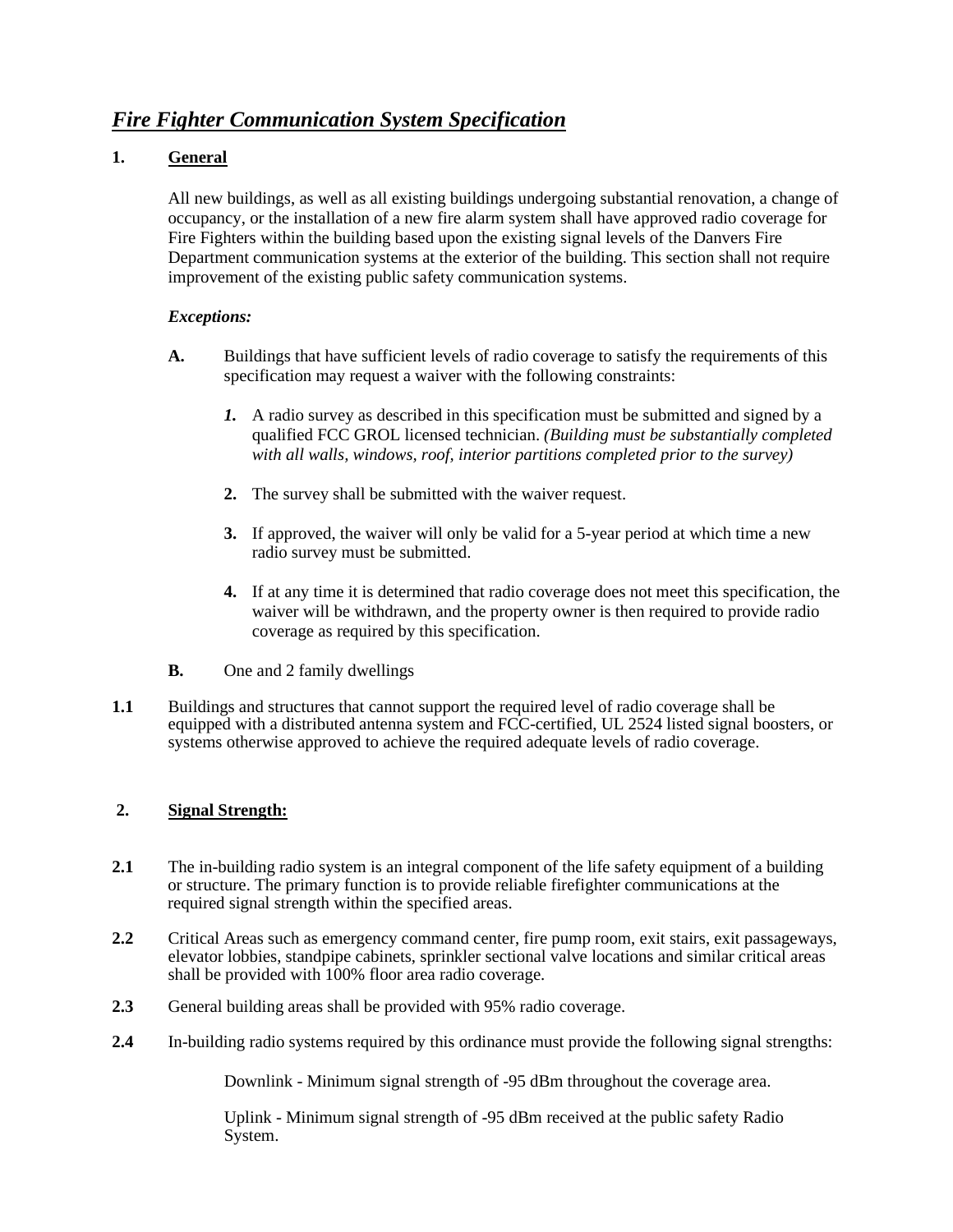# *Fire Fighter Communication System Specification*

## 1. General

All new buildings, as well as all existing buildings undergoing substantial renovation, a change of occupancy, or the installation of a new fire alarm system shall have approved radio coverage for Fire Fighters within the building based upon the existing signal levels of the Danvers Fire Department communication systems at the exterior of the building. This section shall not require improvement of the existing public safety communication systems.

***Exceptions:***

**A.** Buildings that have sufficient levels of radio coverage to satisfy the requirements of this specification may request a waiver with the following constraints:

1. A radio survey as described in this specification must be submitted and signed by a qualified FCC GROL licensed technician. *(Building must be substantially completed with all walls, windows, roof, interior partitions completed prior to the survey)*
2. The survey shall be submitted with the waiver request.
3. If approved, the waiver will only be valid for a 5-year period at which time a new radio survey must be submitted.
4. If at any time it is determined that radio coverage does not meet this specification, the waiver will be withdrawn, and the property owner is then required to provide radio coverage as required by this specification.

**B.** One and 2 family dwellings

**1.1** Buildings and structures that cannot support the required level of radio coverage shall be equipped with a distributed antenna system and FCC-certified, UL 2524 listed signal boosters, or systems otherwise approved to achieve the required adequate levels of radio coverage.

## 2. Signal Strength:

**2.1** The in-building radio system is an integral component of the life safety equipment of a building or structure. The primary function is to provide reliable firefighter communications at the required signal strength within the specified areas.

**2.2** Critical Areas such as emergency command center, fire pump room, exit stairs, exit passageways, elevator lobbies, standpipe cabinets, sprinkler sectional valve locations and similar critical areas shall be provided with 100% floor area radio coverage.

**2.3** General building areas shall be provided with 95% radio coverage.

**2.4** In-building radio systems required by this ordinance must provide the following signal strengths:

Downlink - Minimum signal strength of -95 dBm throughout the coverage area.

Uplink - Minimum signal strength of -95 dBm received at the public safety Radio System.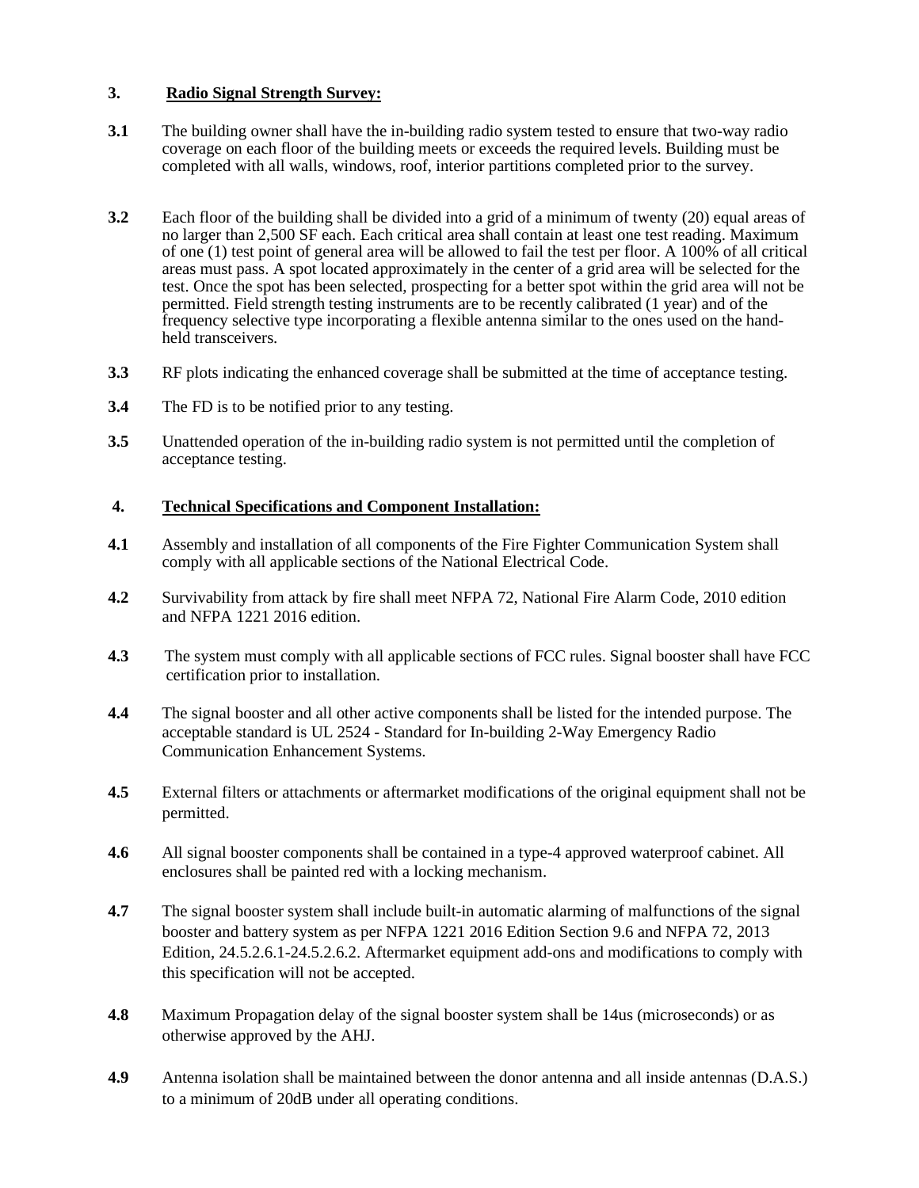## 3. **Radio Signal Strength Survey:**

**3.1** The building owner shall have the in-building radio system tested to ensure that two-way radio coverage on each floor of the building meets or exceeds the required levels. Building must be completed with all walls, windows, roof, interior partitions completed prior to the survey.

**3.2** Each floor of the building shall be divided into a grid of a minimum of twenty (20) equal areas of no larger than 2,500 SF each. Each critical area shall contain at least one test reading. Maximum of one (1) test point of general area will be allowed to fail the test per floor. A 100% of all critical areas must pass. A spot located approximately in the center of a grid area will be selected for the test. Once the spot has been selected, prospecting for a better spot within the grid area will not be permitted. Field strength testing instruments are to be recently calibrated (1 year) and of the frequency selective type incorporating a flexible antenna similar to the ones used on the hand-held transceivers.

**3.3** RF plots indicating the enhanced coverage shall be submitted at the time of acceptance testing.

**3.4** The FD is to be notified prior to any testing.

**3.5** Unattended operation of the in-building radio system is not permitted until the completion of acceptance testing.

## 4. **Technical Specifications and Component Installation:**

**4.1** Assembly and installation of all components of the Fire Fighter Communication System shall comply with all applicable sections of the National Electrical Code.

**4.2** Survivability from attack by fire shall meet NFPA 72, National Fire Alarm Code, 2010 edition and NFPA 1221 2016 edition.

**4.3** The system must comply with all applicable sections of FCC rules. Signal booster shall have FCC certification prior to installation.

**4.4** The signal booster and all other active components shall be listed for the intended purpose. The acceptable standard is UL 2524 - Standard for In-building 2-Way Emergency Radio Communication Enhancement Systems.

**4.5** External filters or attachments or aftermarket modifications of the original equipment shall not be permitted.

**4.6** All signal booster components shall be contained in a type-4 approved waterproof cabinet. All enclosures shall be painted red with a locking mechanism.

**4.7** The signal booster system shall include built-in automatic alarming of malfunctions of the signal booster and battery system as per NFPA 1221 2016 Edition Section 9.6 and NFPA 72, 2013 Edition, 24.5.2.6.1-24.5.2.6.2. Aftermarket equipment add-ons and modifications to comply with this specification will not be accepted.

**4.8** Maximum Propagation delay of the signal booster system shall be 14us (microseconds) or as otherwise approved by the AHJ.

**4.9** Antenna isolation shall be maintained between the donor antenna and all inside antennas (D.A.S.) to a minimum of 20dB under all operating conditions.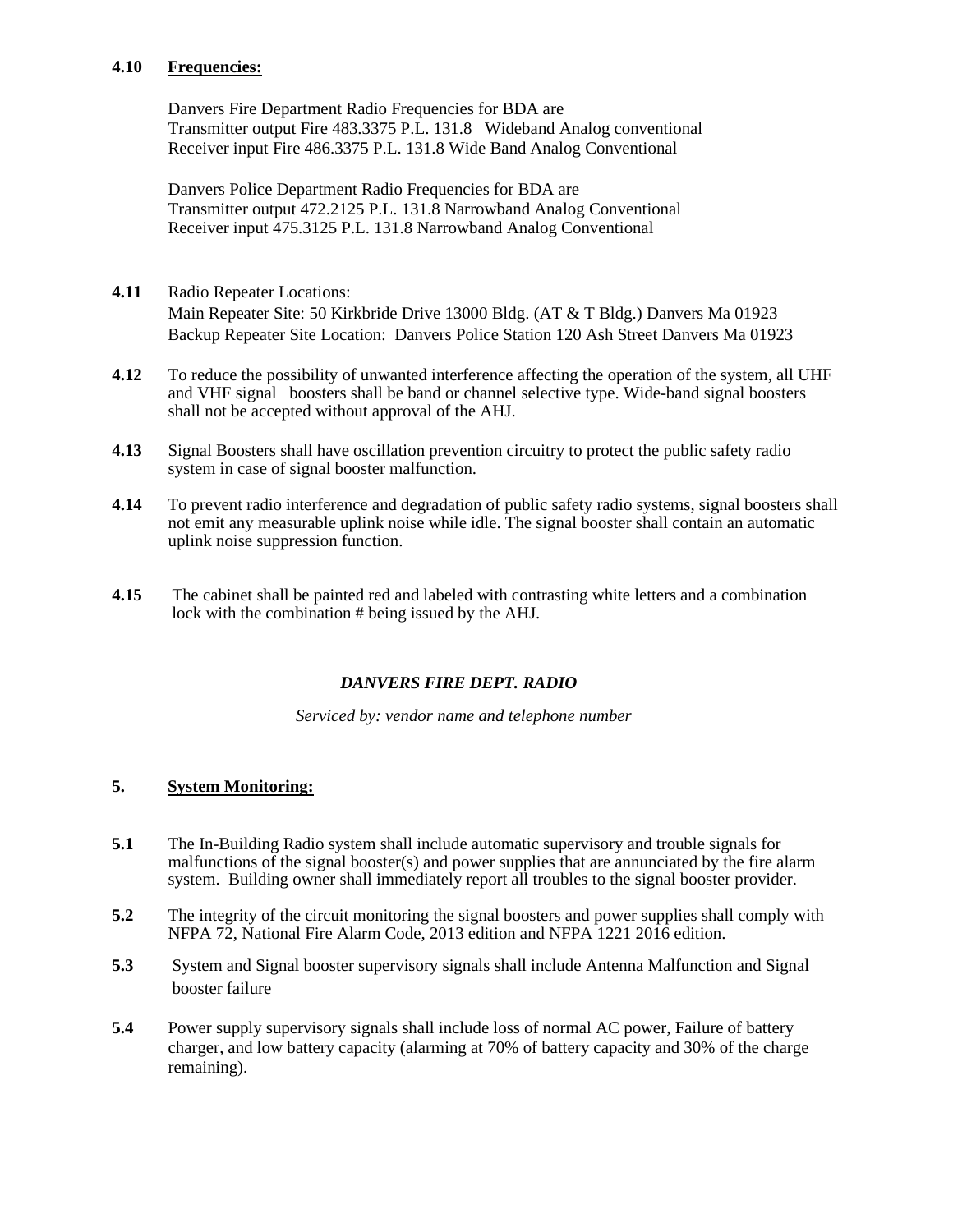**4.10 Frequencies:**

Danvers Fire Department Radio Frequencies for BDA are
Transmitter output Fire 483.3375 P.L. 131.8 Wideband Analog conventional
Receiver input Fire 486.3375 P.L. 131.8 Wide Band Analog Conventional

Danvers Police Department Radio Frequencies for BDA are
Transmitter output 472.2125 P.L. 131.8 Narrowband Analog Conventional
Receiver input 475.3125 P.L. 131.8 Narrowband Analog Conventional

**4.11** Radio Repeater Locations:
Main Repeater Site: 50 Kirkbride Drive 13000 Bldg. (AT & T Bldg.) Danvers Ma 01923
Backup Repeater Site Location: Danvers Police Station 120 Ash Street Danvers Ma 01923

**4.12** To reduce the possibility of unwanted interference affecting the operation of the system, all UHF and VHF signal boosters shall be band or channel selective type. Wide-band signal boosters shall not be accepted without approval of the AHJ.

**4.13** Signal Boosters shall have oscillation prevention circuitry to protect the public safety radio system in case of signal booster malfunction.

**4.14** To prevent radio interference and degradation of public safety radio systems, signal boosters shall not emit any measurable uplink noise while idle. The signal booster shall contain an automatic uplink noise suppression function.

**4.15** The cabinet shall be painted red and labeled with contrasting white letters and a combination lock with the combination # being issued by the AHJ.

***DANVERS FIRE DEPT. RADIO***

*Serviced by: vendor name and telephone number*

## 5. System Monitoring:

**5.1** The In-Building Radio system shall include automatic supervisory and trouble signals for malfunctions of the signal booster(s) and power supplies that are annunciated by the fire alarm system. Building owner shall immediately report all troubles to the signal booster provider.

**5.2** The integrity of the circuit monitoring the signal boosters and power supplies shall comply with NFPA 72, National Fire Alarm Code, 2013 edition and NFPA 1221 2016 edition.

**5.3** System and Signal booster supervisory signals shall include Antenna Malfunction and Signal booster failure

**5.4** Power supply supervisory signals shall include loss of normal AC power, Failure of battery charger, and low battery capacity (alarming at 70% of battery capacity and 30% of the charge remaining).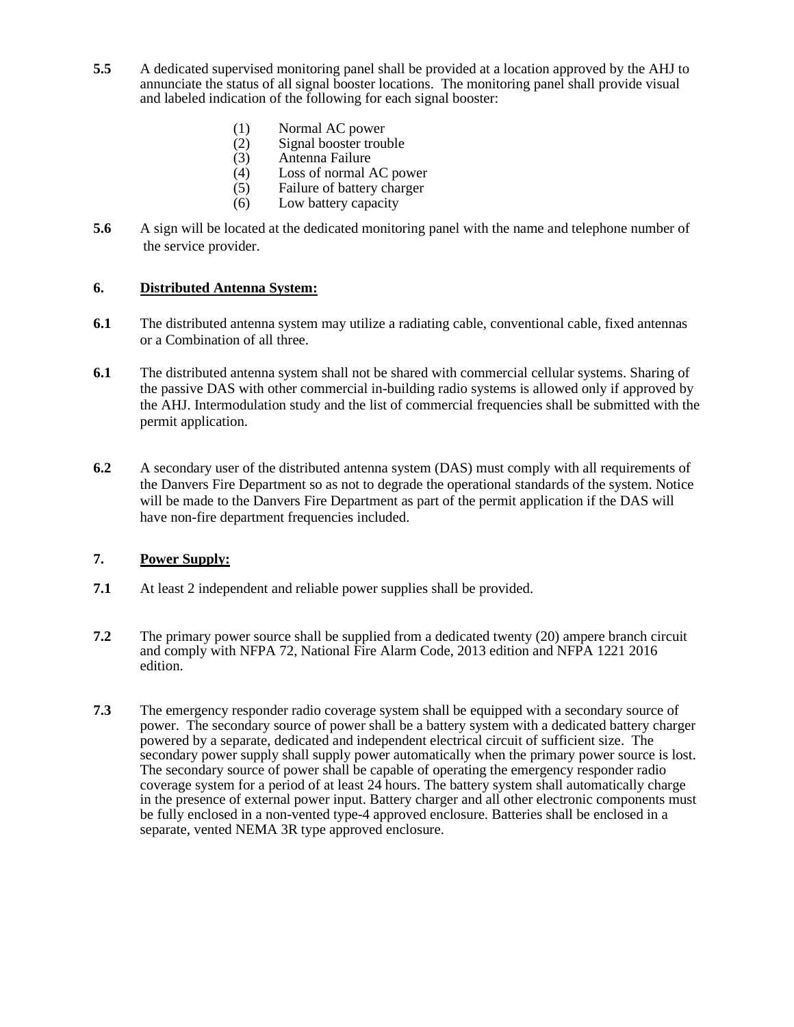**5.5** A dedicated supervised monitoring panel shall be provided at a location approved by the AHJ to annunciate the status of all signal booster locations. The monitoring panel shall provide visual and labeled indication of the following for each signal booster:

(1) Normal AC power
(2) Signal booster trouble
(3) Antenna Failure
(4) Loss of normal AC power
(5) Failure of battery charger
(6) Low battery capacity

**5.6** A sign will be located at the dedicated monitoring panel with the name and telephone number of the service provider.

## 6. Distributed Antenna System:

**6.1** The distributed antenna system may utilize a radiating cable, conventional cable, fixed antennas or a Combination of all three.

**6.1** The distributed antenna system shall not be shared with commercial cellular systems. Sharing of the passive DAS with other commercial in-building radio systems is allowed only if approved by the AHJ. Intermodulation study and the list of commercial frequencies shall be submitted with the permit application.

**6.2** A secondary user of the distributed antenna system (DAS) must comply with all requirements of the Danvers Fire Department so as not to degrade the operational standards of the system. Notice will be made to the Danvers Fire Department as part of the permit application if the DAS will have non-fire department frequencies included.

## 7. Power Supply:

**7.1** At least 2 independent and reliable power supplies shall be provided.

**7.2** The primary power source shall be supplied from a dedicated twenty (20) ampere branch circuit and comply with NFPA 72, National Fire Alarm Code, 2013 edition and NFPA 1221 2016 edition.

**7.3** The emergency responder radio coverage system shall be equipped with a secondary source of power. The secondary source of power shall be a battery system with a dedicated battery charger powered by a separate, dedicated and independent electrical circuit of sufficient size. The secondary power supply shall supply power automatically when the primary power source is lost. The secondary source of power shall be capable of operating the emergency responder radio coverage system for a period of at least 24 hours. The battery system shall automatically charge in the presence of external power input. Battery charger and all other electronic components must be fully enclosed in a non-vented type-4 approved enclosure. Batteries shall be enclosed in a separate, vented NEMA 3R type approved enclosure.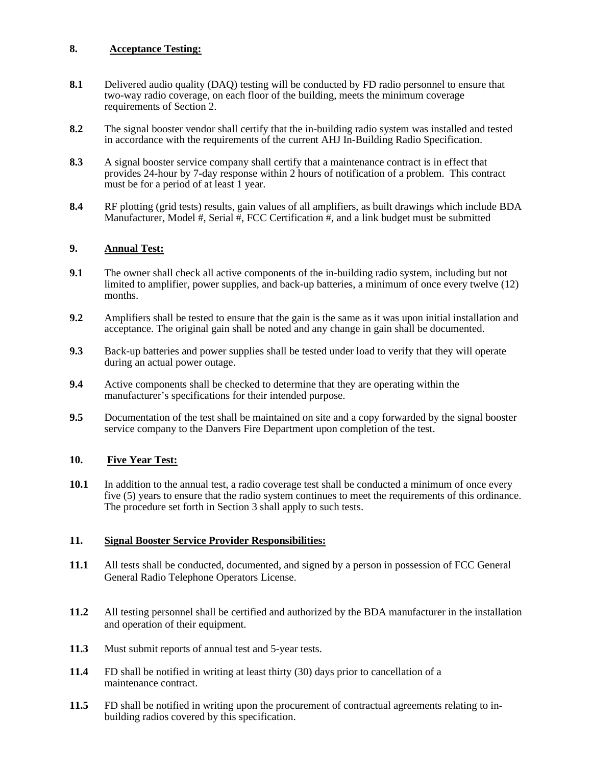## 8. Acceptance Testing:

**8.1** Delivered audio quality (DAQ) testing will be conducted by FD radio personnel to ensure that two-way radio coverage, on each floor of the building, meets the minimum coverage requirements of Section 2.

**8.2** The signal booster vendor shall certify that the in-building radio system was installed and tested in accordance with the requirements of the current AHJ In-Building Radio Specification.

**8.3** A signal booster service company shall certify that a maintenance contract is in effect that provides 24-hour by 7-day response within 2 hours of notification of a problem. This contract must be for a period of at least 1 year.

**8.4** RF plotting (grid tests) results, gain values of all amplifiers, as built drawings which include BDA Manufacturer, Model #, Serial #, FCC Certification #, and a link budget must be submitted

## 9. Annual Test:

**9.1** The owner shall check all active components of the in-building radio system, including but not limited to amplifier, power supplies, and back-up batteries, a minimum of once every twelve (12) months.

**9.2** Amplifiers shall be tested to ensure that the gain is the same as it was upon initial installation and acceptance. The original gain shall be noted and any change in gain shall be documented.

**9.3** Back-up batteries and power supplies shall be tested under load to verify that they will operate during an actual power outage.

**9.4** Active components shall be checked to determine that they are operating within the manufacturer's specifications for their intended purpose.

**9.5** Documentation of the test shall be maintained on site and a copy forwarded by the signal booster service company to the Danvers Fire Department upon completion of the test.

## 10. Five Year Test:

**10.1** In addition to the annual test, a radio coverage test shall be conducted a minimum of once every five (5) years to ensure that the radio system continues to meet the requirements of this ordinance. The procedure set forth in Section 3 shall apply to such tests.

## 11. Signal Booster Service Provider Responsibilities:

**11.1** All tests shall be conducted, documented, and signed by a person in possession of FCC General General Radio Telephone Operators License.

**11.2** All testing personnel shall be certified and authorized by the BDA manufacturer in the installation and operation of their equipment.

**11.3** Must submit reports of annual test and 5-year tests.

**11.4** FD shall be notified in writing at least thirty (30) days prior to cancellation of a maintenance contract.

**11.5** FD shall be notified in writing upon the procurement of contractual agreements relating to in-building radios covered by this specification.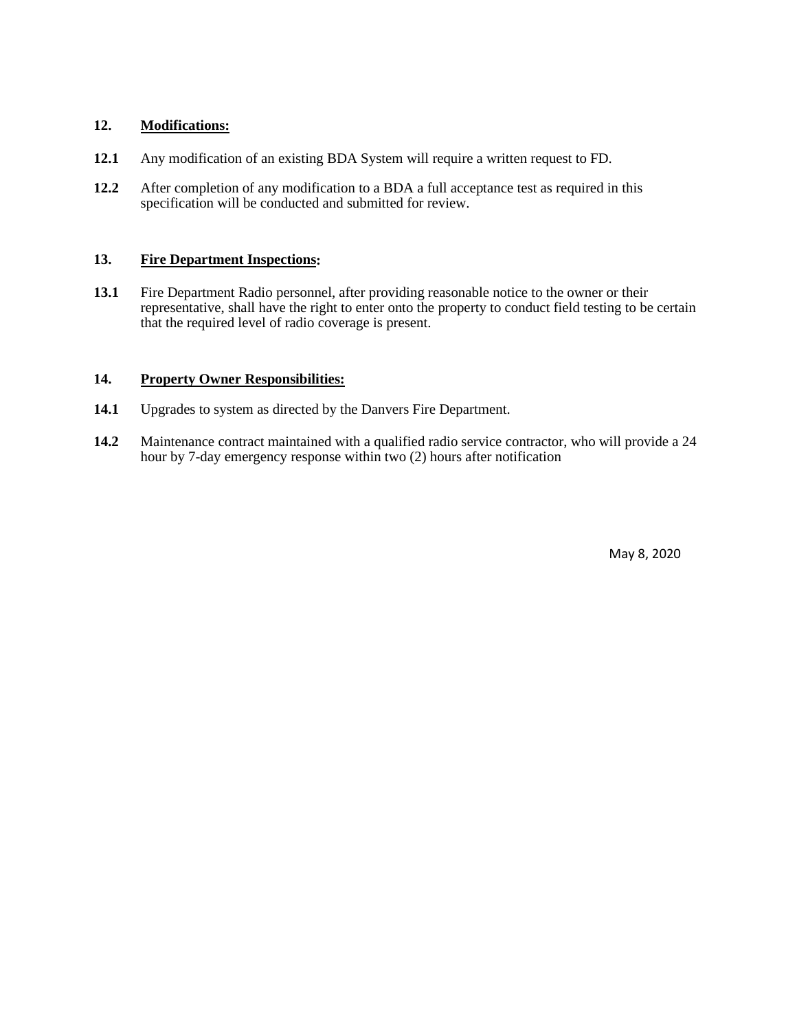## 12. Modifications:

**12.1** Any modification of an existing BDA System will require a written request to FD.

**12.2** After completion of any modification to a BDA a full acceptance test as required in this specification will be conducted and submitted for review.

## 13. Fire Department Inspections:

**13.1** Fire Department Radio personnel, after providing reasonable notice to the owner or their representative, shall have the right to enter onto the property to conduct field testing to be certain that the required level of radio coverage is present.

## 14. Property Owner Responsibilities:

**14.1** Upgrades to system as directed by the Danvers Fire Department.

**14.2** Maintenance contract maintained with a qualified radio service contractor, who will provide a 24 hour by 7-day emergency response within two (2) hours after notification

May 8, 2020